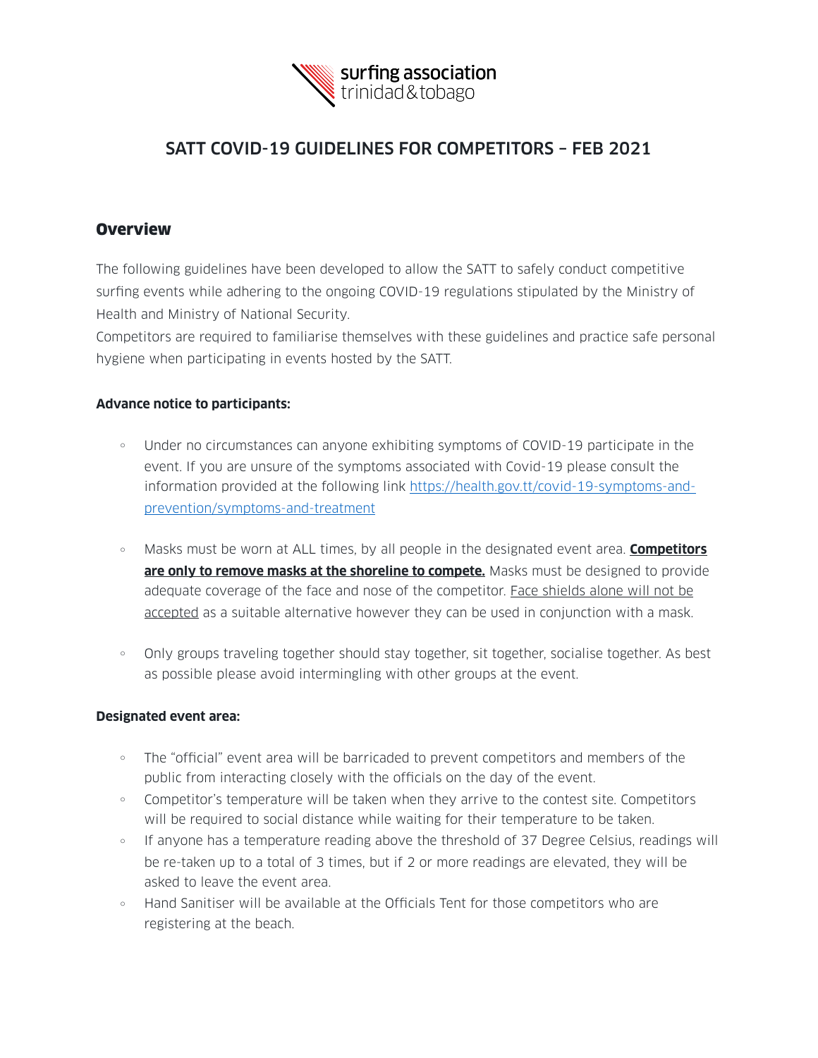surfing association
trinidad&tobago

# SATT COVID-19 GUIDELINES FOR COMPETITORS – FEB 2021

## Overview

The following guidelines have been developed to allow the SATT to safely conduct competitive surfing events while adhering to the ongoing COVID-19 regulations stipulated by the Ministry of Health and Ministry of National Security.

Competitors are required to familiarise themselves with these guidelines and practice safe personal hygiene when participating in events hosted by the SATT.

**Advance notice to participants:**

- Under no circumstances can anyone exhibiting symptoms of COVID-19 participate in the event. If you are unsure of the symptoms associated with Covid-19 please consult the information provided at the following link [https://health.gov.tt/covid-19-symptoms-and-prevention/symptoms-and-treatment](https://health.gov.tt/covid-19-symptoms-and-prevention/symptoms-and-treatment)

- Masks must be worn at ALL times, by all people in the designated event area. **Competitors are only to remove masks at the shoreline to compete.** Masks must be designed to provide adequate coverage of the face and nose of the competitor. Face shields alone will not be accepted as a suitable alternative however they can be used in conjunction with a mask.

- Only groups traveling together should stay together, sit together, socialise together. As best as possible please avoid intermingling with other groups at the event.

**Designated event area:**

- The "official" event area will be barricaded to prevent competitors and members of the public from interacting closely with the officials on the day of the event.
- Competitor's temperature will be taken when they arrive to the contest site. Competitors will be required to social distance while waiting for their temperature to be taken.
- If anyone has a temperature reading above the threshold of 37 Degree Celsius, readings will be re-taken up to a total of 3 times, but if 2 or more readings are elevated, they will be asked to leave the event area.
- Hand Sanitiser will be available at the Officials Tent for those competitors who are registering at the beach.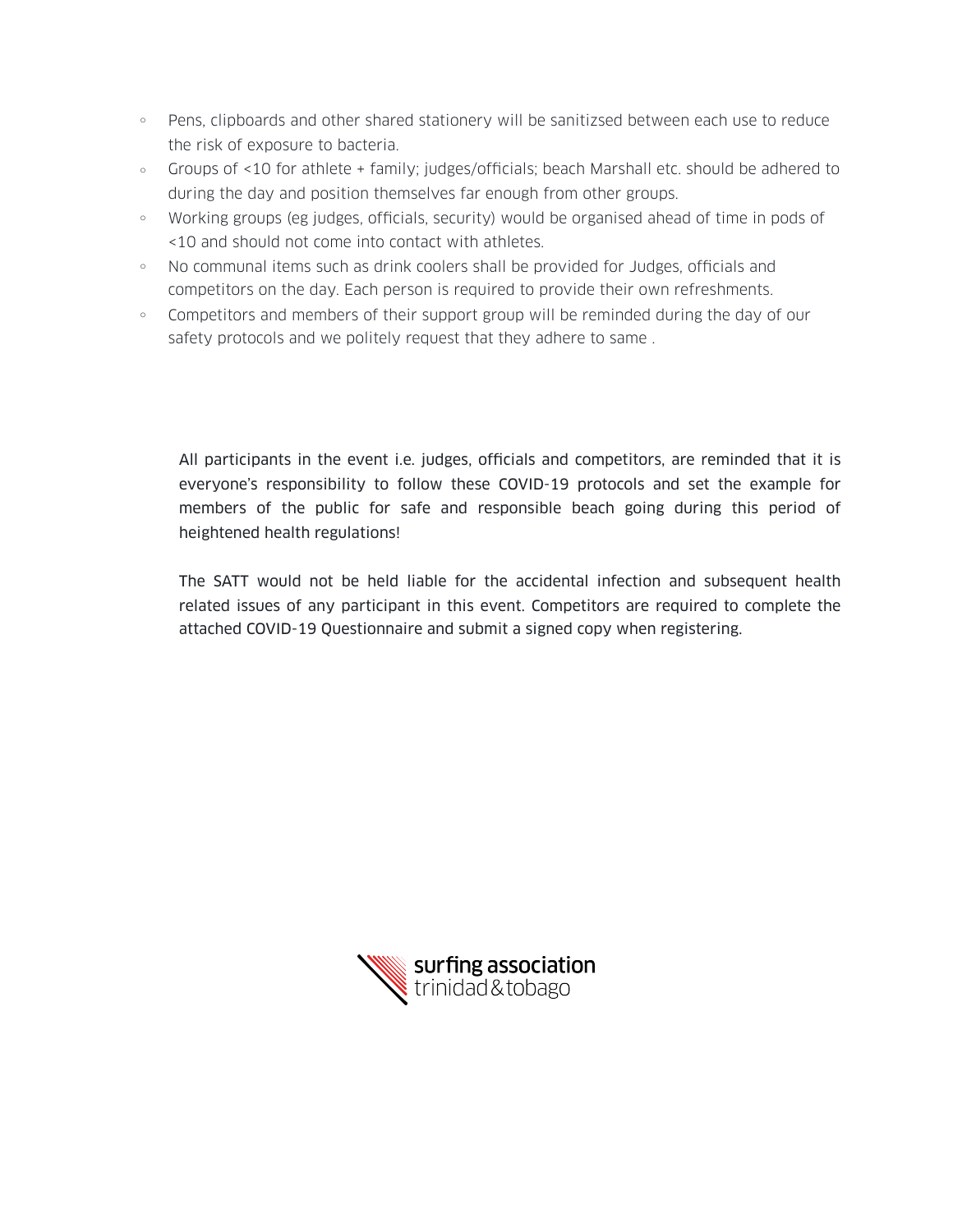- Pens, clipboards and other shared stationery will be sanitizsed between each use to reduce the risk of exposure to bacteria.
- Groups of <10 for athlete + family; judges/officials; beach Marshall etc. should be adhered to during the day and position themselves far enough from other groups.
- Working groups (eg judges, officials, security) would be organised ahead of time in pods of <10 and should not come into contact with athletes.
- No communal items such as drink coolers shall be provided for Judges, officials and competitors on the day. Each person is required to provide their own refreshments.
- Competitors and members of their support group will be reminded during the day of our safety protocols and we politely request that they adhere to same .

All participants in the event i.e. judges, officials and competitors, are reminded that it is everyone's responsibility to follow these COVID-19 protocols and set the example for members of the public for safe and responsible beach going during this period of heightened health regulations!

The SATT would not be held liable for the accidental infection and subsequent health related issues of any participant in this event. Competitors are required to complete the attached COVID-19 Questionnaire and submit a signed copy when registering.

surfing association
trinidad&tobago